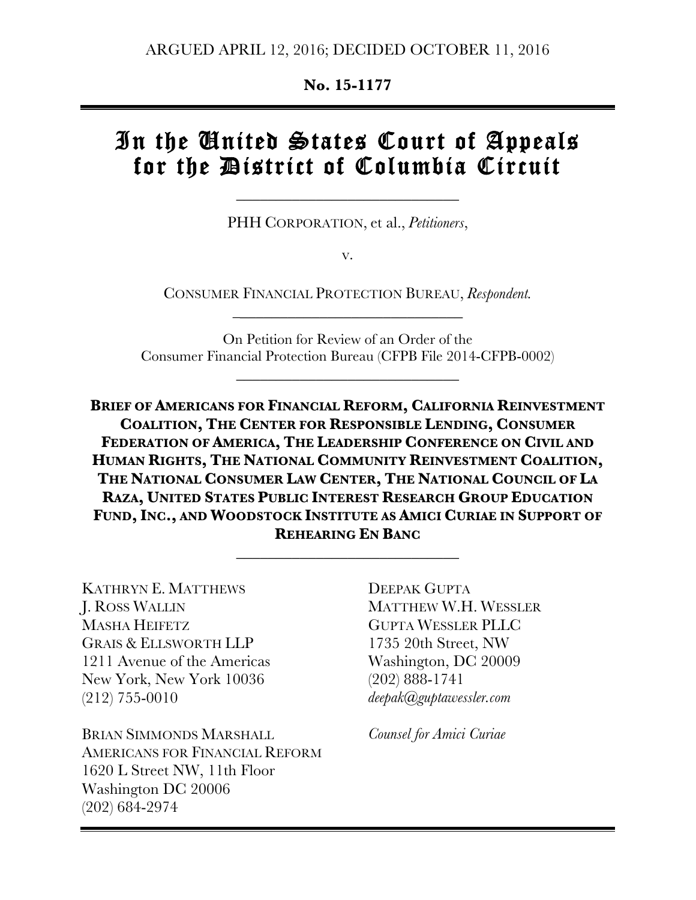ARGUED APRIL 12, 2016; DECIDED OCTOBER 11, 2016

**No. 15-1177**

# In the United States Court of Appeals for the District of Columbia Circuit

PHH CORPORATION, et al., *Petitioners*,

v.

CONSUMER FINANCIAL PROTECTION BUREAU, *Respondent.*

On Petition for Review of an Order of the Consumer Financial Protection Bureau (CFPB File 2014-CFPB-0002)

**BRIEF OF AMERICANS FOR FINANCIAL REFORM, CALIFORNIA REINVESTMENT COALITION, THE CENTER FOR RESPONSIBLE LENDING, CONSUMER FEDERATION OF AMERICA, THE LEADERSHIP CONFERENCE ON CIVIL AND HUMAN RIGHTS, THE NATIONAL COMMUNITY REINVESTMENT COALITION, THE NATIONAL CONSUMER LAW CENTER, THE NATIONAL COUNCIL OF LA RAZA, UNITED STATES PUBLIC INTEREST RESEARCH GROUP EDUCATION FUND, INC., AND WOODSTOCK INSTITUTE AS AMICI CURIAE IN SUPPORT OF REHEARING EN BANC**

KATHRYN E. MATTHEWS
J. ROSS WALLIN
MASHA HEIFETZ
GRAIS & ELLSWORTH LLP
1211 Avenue of the Americas
New York, New York 10036
(212) 755-0010

BRIAN SIMMONDS MARSHALL
AMERICANS FOR FINANCIAL REFORM
1620 L Street NW, 11th Floor
Washington DC 20006
(202) 684-2974

DEEPAK GUPTA
MATTHEW W.H. WESSLER
GUPTA WESSLER PLLC
1735 20th Street, NW
Washington, DC 20009
(202) 888-1741
*deepak@guptawessler.com*

*Counsel for Amici Curiae*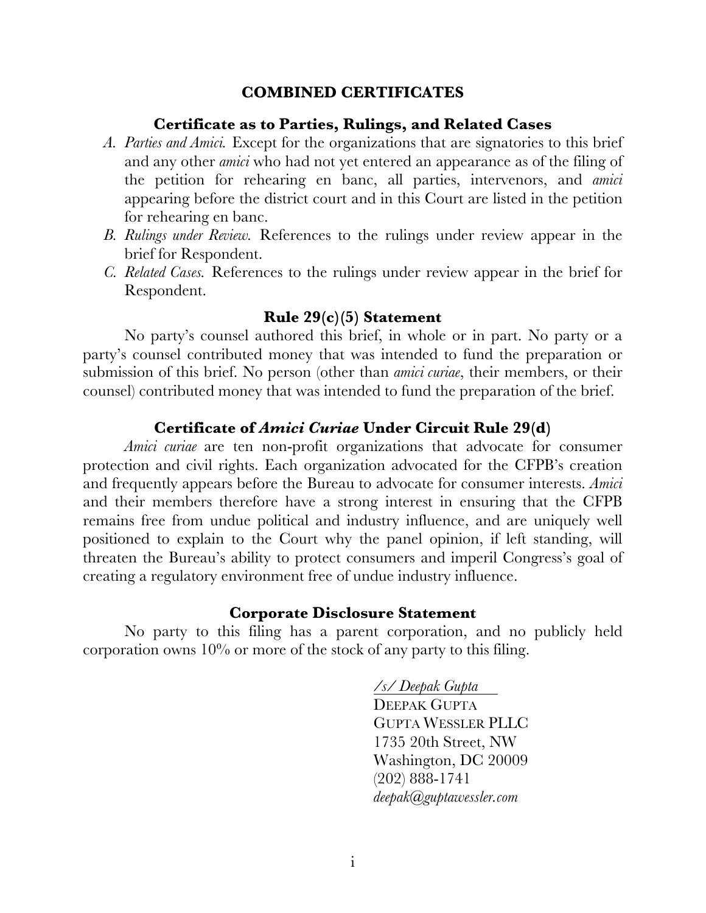## COMBINED CERTIFICATES

### Certificate as to Parties, Rulings, and Related Cases

A. *Parties and Amici.* Except for the organizations that are signatories to this brief and any other *amici* who had not yet entered an appearance as of the filing of the petition for rehearing en banc, all parties, intervenors, and *amici* appearing before the district court and in this Court are listed in the petition for rehearing en banc.

B. *Rulings under Review.* References to the rulings under review appear in the brief for Respondent.

C. *Related Cases.* References to the rulings under review appear in the brief for Respondent.

### Rule 29(c)(5) Statement

No party's counsel authored this brief, in whole or in part. No party or a party's counsel contributed money that was intended to fund the preparation or submission of this brief. No person (other than *amici curiae*, their members, or their counsel) contributed money that was intended to fund the preparation of the brief.

### Certificate of *Amici Curiae* Under Circuit Rule 29(d)

*Amici curiae* are ten non-profit organizations that advocate for consumer protection and civil rights. Each organization advocated for the CFPB's creation and frequently appears before the Bureau to advocate for consumer interests. *Amici* and their members therefore have a strong interest in ensuring that the CFPB remains free from undue political and industry influence, and are uniquely well positioned to explain to the Court why the panel opinion, if left standing, will threaten the Bureau's ability to protect consumers and imperil Congress's goal of creating a regulatory environment free of undue industry influence.

### Corporate Disclosure Statement

No party to this filing has a parent corporation, and no publicly held corporation owns 10% or more of the stock of any party to this filing.

*/s/ Deepak Gupta*  
DEEPAK GUPTA  
GUPTA WESSLER PLLC  
1735 20th Street, NW  
Washington, DC 20009  
(202) 888-1741  
*deepak@guptawessler.com*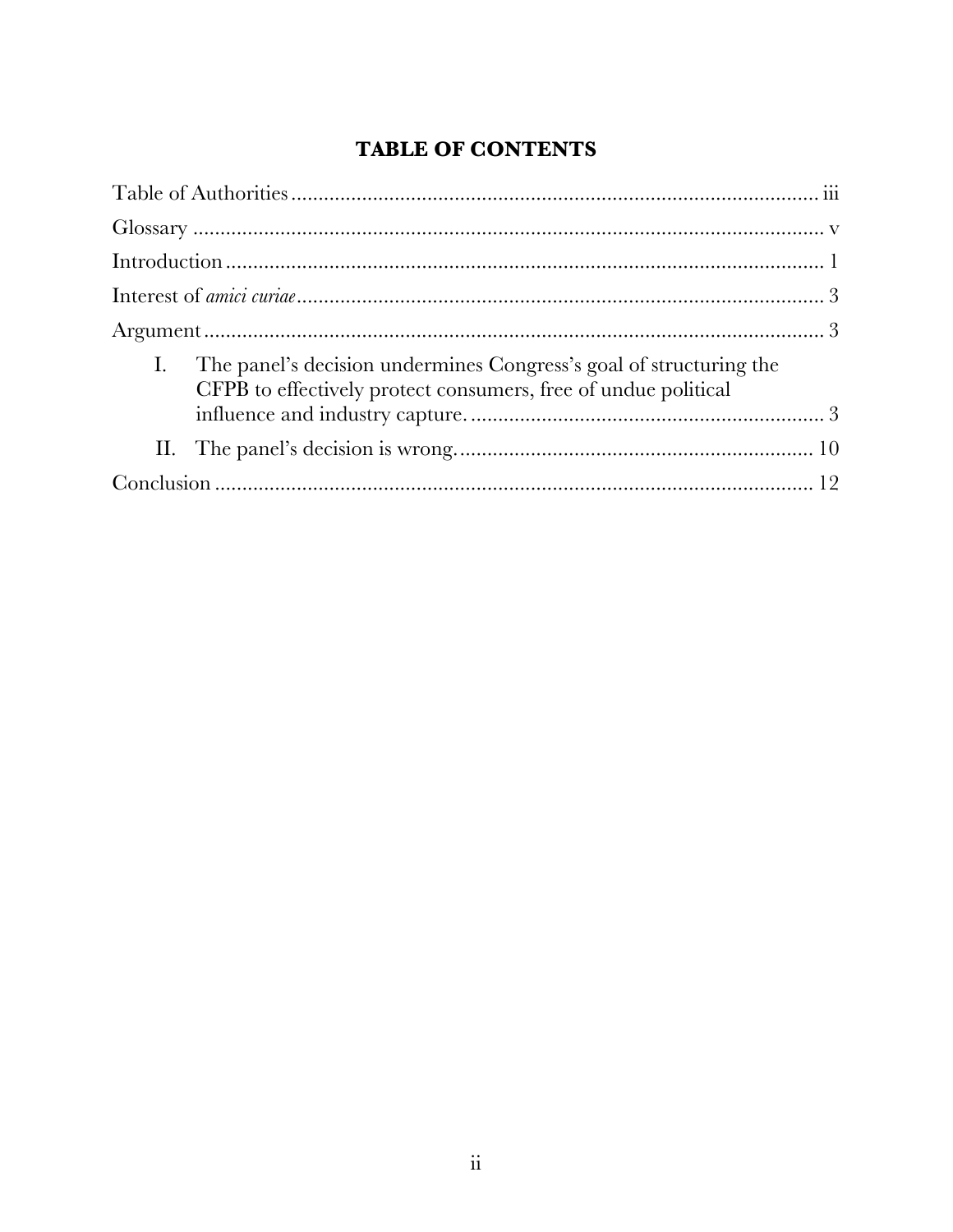# TABLE OF CONTENTS

Table of Authorities ........................................................................................ iii

Glossary ........................................................................................................ v

Introduction .................................................................................................... 1

Interest of *amici curiae* ................................................................................. 3

Argument ....................................................................................................... 3

I. The panel's decision undermines Congress's goal of structuring the CFPB to effectively protect consumers, free of undue political influence and industry capture. ........................................................ 3

II. The panel's decision is wrong. ................................................................. 10

Conclusion ..................................................................................................... 12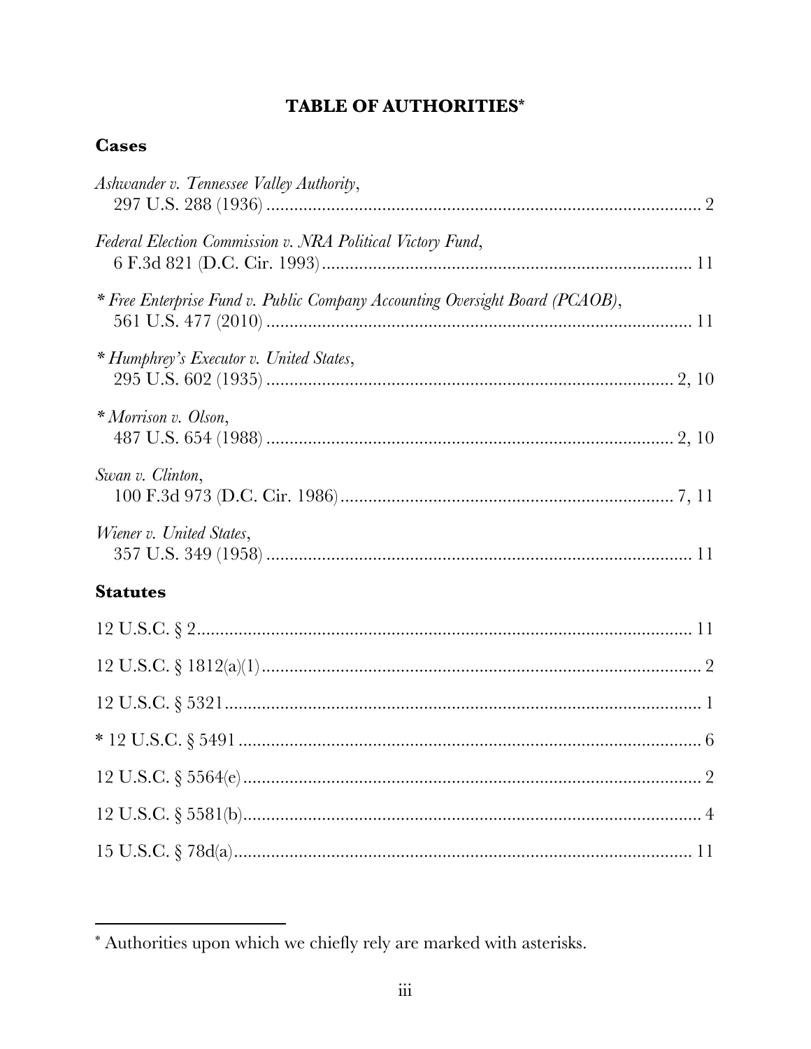# TABLE OF AUTHORITIES[*]

## Cases

*Ashwander v. Tennessee Valley Authority*,
297 U.S. 288 (1936) .......... 2

*Federal Election Commission v. NRA Political Victory Fund*,
6 F.3d 821 (D.C. Cir. 1993) .......... 11

\* *Free Enterprise Fund v. Public Company Accounting Oversight Board (PCAOB)*,
561 U.S. 477 (2010) .......... 11

\* *Humphrey's Executor v. United States*,
295 U.S. 602 (1935) .......... 2, 10

\* *Morrison v. Olson*,
487 U.S. 654 (1988) .......... 2, 10

*Swan v. Clinton*,
100 F.3d 973 (D.C. Cir. 1986) .......... 7, 11

*Wiener v. United States*,
357 U.S. 349 (1958) .......... 11

## Statutes

12 U.S.C. § 2 .......... 11

12 U.S.C. § 1812(a)(1) .......... 2

12 U.S.C. § 5321 .......... 1

\* 12 U.S.C. § 5491 .......... 6

12 U.S.C. § 5564(e) .......... 2

12 U.S.C. § 5581(b) .......... 4

15 U.S.C. § 78d(a) .......... 11

---

[*] Authorities upon which we chiefly rely are marked with asterisks.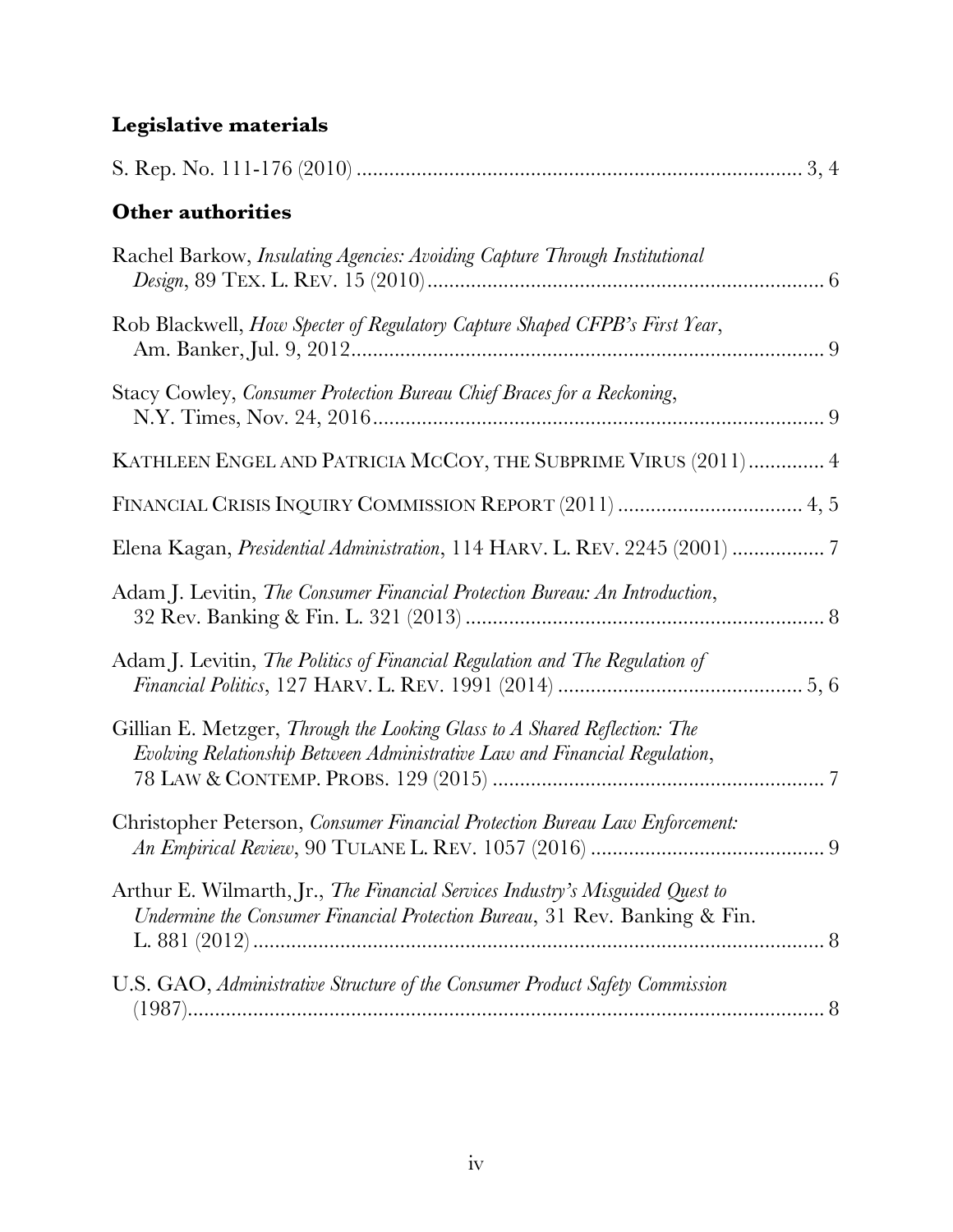## Legislative materials

S. Rep. No. 111-176 (2010) ................................................................................. 3, 4

## Other authorities

Rachel Barkow, *Insulating Agencies: Avoiding Capture Through Institutional Design*, 89 TEX. L. REV. 15 (2010) ......................................................................... 6

Rob Blackwell, *How Specter of Regulatory Capture Shaped CFPB's First Year*, Am. Banker, Jul. 9, 2012 ....................................................................................... 9

Stacy Cowley, *Consumer Protection Bureau Chief Braces for a Reckoning*, N.Y. Times, Nov. 24, 2016 .................................................................................. 9

KATHLEEN ENGEL AND PATRICIA MCCOY, THE SUBPRIME VIRUS (2011) .............. 4

FINANCIAL CRISIS INQUIRY COMMISSION REPORT (2011) ................................... 4, 5

Elena Kagan, *Presidential Administration*, 114 HARV. L. REV. 2245 (2001) ................. 7

Adam J. Levitin, *The Consumer Financial Protection Bureau: An Introduction*, 32 Rev. Banking & Fin. L. 321 (2013) .................................................................. 8

Adam J. Levitin, *The Politics of Financial Regulation and The Regulation of Financial Politics*, 127 HARV. L. REV. 1991 (2014) ............................................ 5, 6

Gillian E. Metzger, *Through the Looking Glass to A Shared Reflection: The Evolving Relationship Between Administrative Law and Financial Regulation*, 78 LAW & CONTEMP. PROBS. 129 (2015) ............................................................. 7

Christopher Peterson, *Consumer Financial Protection Bureau Law Enforcement: An Empirical Review*, 90 TULANE L. REV. 1057 (2016) ........................................... 9

Arthur E. Wilmarth, Jr., *The Financial Services Industry's Misguided Quest to Undermine the Consumer Financial Protection Bureau*, 31 Rev. Banking & Fin. L. 881 (2012) .......................................................................................... 8

U.S. GAO, *Administrative Structure of the Consumer Product Safety Commission* (1987) ........................................................................................................ 8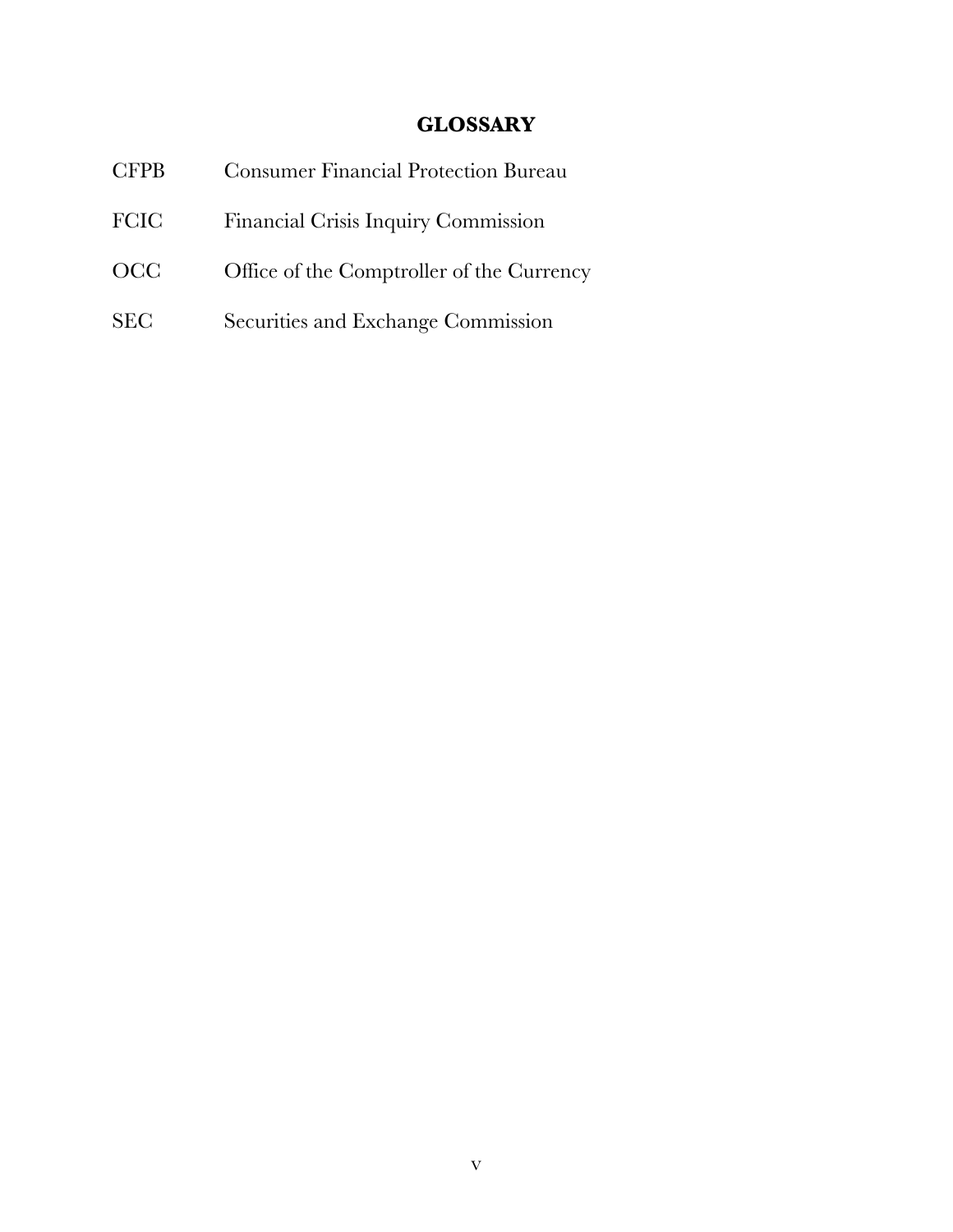# GLOSSARY

| | |
|---|---|
| CFPB | Consumer Financial Protection Bureau |
| FCIC | Financial Crisis Inquiry Commission |
| OCC | Office of the Comptroller of the Currency |
| SEC | Securities and Exchange Commission |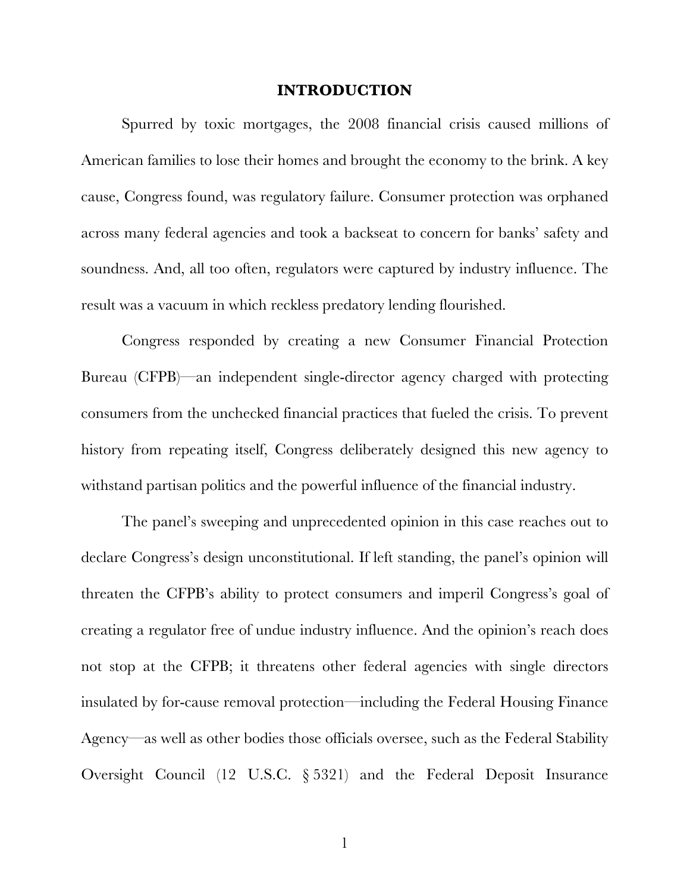# INTRODUCTION

Spurred by toxic mortgages, the 2008 financial crisis caused millions of American families to lose their homes and brought the economy to the brink. A key cause, Congress found, was regulatory failure. Consumer protection was orphaned across many federal agencies and took a backseat to concern for banks' safety and soundness. And, all too often, regulators were captured by industry influence. The result was a vacuum in which reckless predatory lending flourished.

Congress responded by creating a new Consumer Financial Protection Bureau (CFPB)—an independent single-director agency charged with protecting consumers from the unchecked financial practices that fueled the crisis. To prevent history from repeating itself, Congress deliberately designed this new agency to withstand partisan politics and the powerful influence of the financial industry.

The panel's sweeping and unprecedented opinion in this case reaches out to declare Congress's design unconstitutional. If left standing, the panel's opinion will threaten the CFPB's ability to protect consumers and imperil Congress's goal of creating a regulator free of undue industry influence. And the opinion's reach does not stop at the CFPB; it threatens other federal agencies with single directors insulated by for-cause removal protection—including the Federal Housing Finance Agency—as well as other bodies those officials oversee, such as the Federal Stability Oversight Council (12 U.S.C. § 5321) and the Federal Deposit Insurance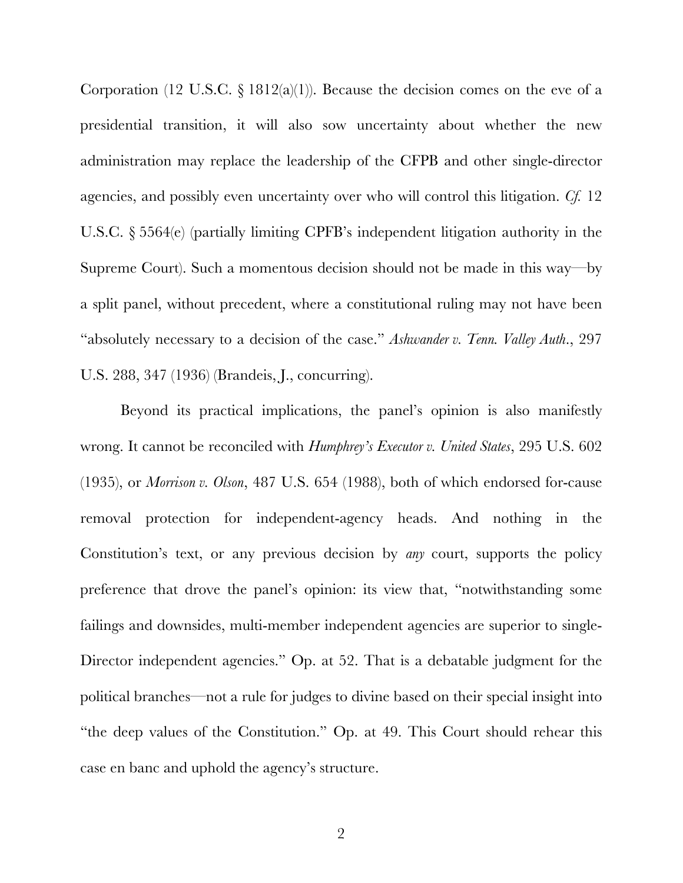Corporation (12 U.S.C. § 1812(a)(1)). Because the decision comes on the eve of a presidential transition, it will also sow uncertainty about whether the new administration may replace the leadership of the CFPB and other single-director agencies, and possibly even uncertainty over who will control this litigation. *Cf.* 12 U.S.C. § 5564(e) (partially limiting CPFB's independent litigation authority in the Supreme Court). Such a momentous decision should not be made in this way—by a split panel, without precedent, where a constitutional ruling may not have been "absolutely necessary to a decision of the case." *Ashwander v. Tenn. Valley Auth.*, 297 U.S. 288, 347 (1936) (Brandeis, J., concurring).

Beyond its practical implications, the panel's opinion is also manifestly wrong. It cannot be reconciled with *Humphrey's Executor v. United States*, 295 U.S. 602 (1935), or *Morrison v. Olson*, 487 U.S. 654 (1988), both of which endorsed for-cause removal protection for independent-agency heads. And nothing in the Constitution's text, or any previous decision by *any* court, supports the policy preference that drove the panel's opinion: its view that, "notwithstanding some failings and downsides, multi-member independent agencies are superior to single-Director independent agencies." Op. at 52. That is a debatable judgment for the political branches—not a rule for judges to divine based on their special insight into "the deep values of the Constitution." Op. at 49. This Court should rehear this case en banc and uphold the agency's structure.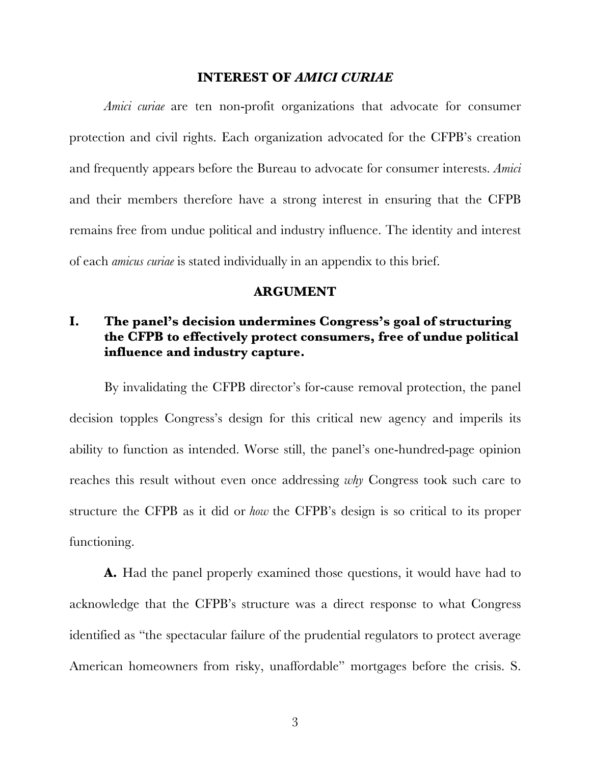## INTEREST OF *AMICI CURIAE*

*Amici curiae* are ten non-profit organizations that advocate for consumer protection and civil rights. Each organization advocated for the CFPB's creation and frequently appears before the Bureau to advocate for consumer interests. *Amici* and their members therefore have a strong interest in ensuring that the CFPB remains free from undue political and industry influence. The identity and interest of each *amicus curiae* is stated individually in an appendix to this brief.

## ARGUMENT

### I. The panel's decision undermines Congress's goal of structuring the CFPB to effectively protect consumers, free of undue political influence and industry capture.

By invalidating the CFPB director's for-cause removal protection, the panel decision topples Congress's design for this critical new agency and imperils its ability to function as intended. Worse still, the panel's one-hundred-page opinion reaches this result without even once addressing *why* Congress took such care to structure the CFPB as it did or *how* the CFPB's design is so critical to its proper functioning.

**A.** Had the panel properly examined those questions, it would have had to acknowledge that the CFPB's structure was a direct response to what Congress identified as "the spectacular failure of the prudential regulators to protect average American homeowners from risky, unaffordable" mortgages before the crisis. S.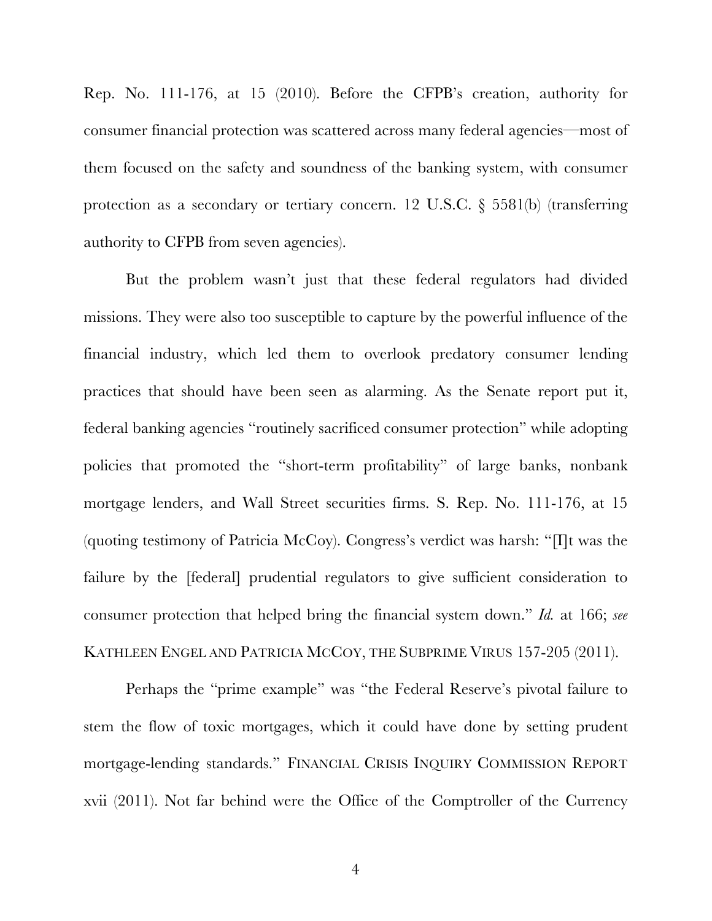Rep. No. 111-176, at 15 (2010). Before the CFPB's creation, authority for consumer financial protection was scattered across many federal agencies—most of them focused on the safety and soundness of the banking system, with consumer protection as a secondary or tertiary concern. 12 U.S.C. § 5581(b) (transferring authority to CFPB from seven agencies).

But the problem wasn't just that these federal regulators had divided missions. They were also too susceptible to capture by the powerful influence of the financial industry, which led them to overlook predatory consumer lending practices that should have been seen as alarming. As the Senate report put it, federal banking agencies "routinely sacrificed consumer protection" while adopting policies that promoted the "short-term profitability" of large banks, nonbank mortgage lenders, and Wall Street securities firms. S. Rep. No. 111-176, at 15 (quoting testimony of Patricia McCoy). Congress's verdict was harsh: "[I]t was the failure by the [federal] prudential regulators to give sufficient consideration to consumer protection that helped bring the financial system down." *Id.* at 166; *see* KATHLEEN ENGEL AND PATRICIA MCCOY, THE SUBPRIME VIRUS 157-205 (2011).

Perhaps the "prime example" was "the Federal Reserve's pivotal failure to stem the flow of toxic mortgages, which it could have done by setting prudent mortgage-lending standards." FINANCIAL CRISIS INQUIRY COMMISSION REPORT xvii (2011). Not far behind were the Office of the Comptroller of the Currency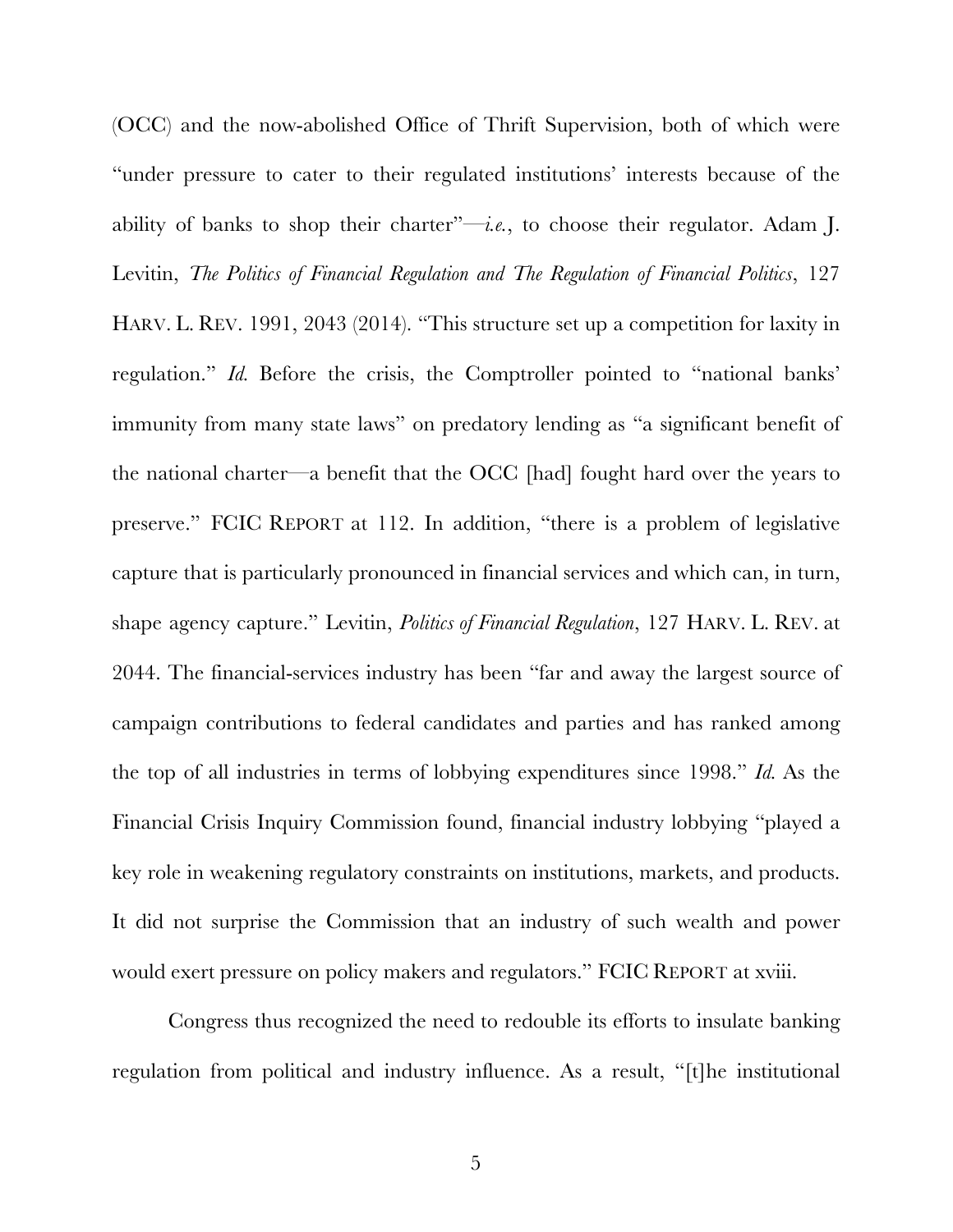(OCC) and the now-abolished Office of Thrift Supervision, both of which were "under pressure to cater to their regulated institutions' interests because of the ability of banks to shop their charter"—*i.e.*, to choose their regulator. Adam J. Levitin, *The Politics of Financial Regulation and The Regulation of Financial Politics*, 127 HARV. L. REV. 1991, 2043 (2014). "This structure set up a competition for laxity in regulation." *Id.* Before the crisis, the Comptroller pointed to "national banks' immunity from many state laws" on predatory lending as "a significant benefit of the national charter—a benefit that the OCC [had] fought hard over the years to preserve." FCIC REPORT at 112. In addition, "there is a problem of legislative capture that is particularly pronounced in financial services and which can, in turn, shape agency capture." Levitin, *Politics of Financial Regulation*, 127 HARV. L. REV. at 2044. The financial-services industry has been "far and away the largest source of campaign contributions to federal candidates and parties and has ranked among the top of all industries in terms of lobbying expenditures since 1998." *Id.* As the Financial Crisis Inquiry Commission found, financial industry lobbying "played a key role in weakening regulatory constraints on institutions, markets, and products. It did not surprise the Commission that an industry of such wealth and power would exert pressure on policy makers and regulators." FCIC REPORT at xviii.

Congress thus recognized the need to redouble its efforts to insulate banking regulation from political and industry influence. As a result, "[t]he institutional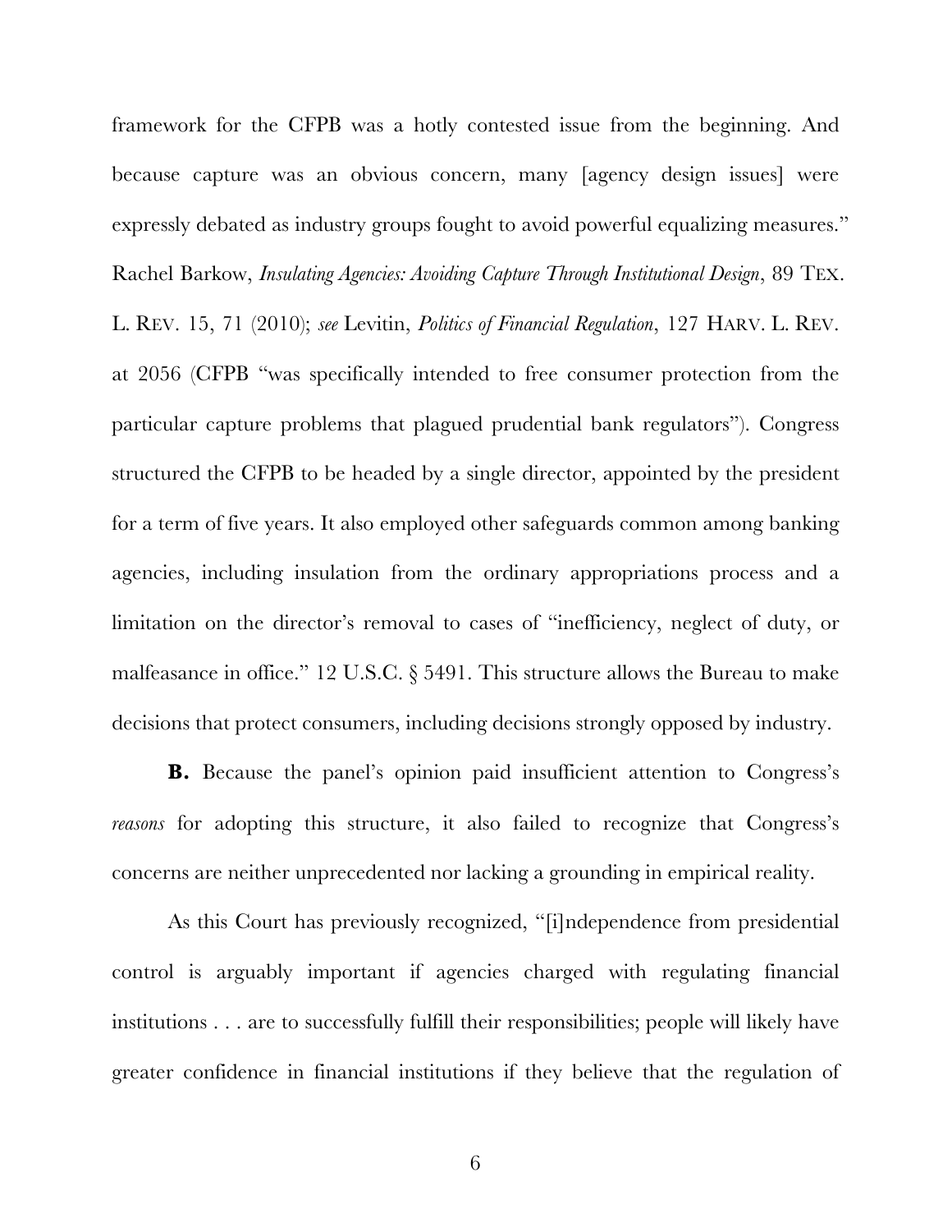framework for the CFPB was a hotly contested issue from the beginning. And because capture was an obvious concern, many [agency design issues] were expressly debated as industry groups fought to avoid powerful equalizing measures." Rachel Barkow, *Insulating Agencies: Avoiding Capture Through Institutional Design*, 89 TEX. L. REV. 15, 71 (2010); *see* Levitin, *Politics of Financial Regulation*, 127 HARV. L. REV. at 2056 (CFPB "was specifically intended to free consumer protection from the particular capture problems that plagued prudential bank regulators"). Congress structured the CFPB to be headed by a single director, appointed by the president for a term of five years. It also employed other safeguards common among banking agencies, including insulation from the ordinary appropriations process and a limitation on the director's removal to cases of "inefficiency, neglect of duty, or malfeasance in office." 12 U.S.C. § 5491. This structure allows the Bureau to make decisions that protect consumers, including decisions strongly opposed by industry.

**B.** Because the panel's opinion paid insufficient attention to Congress's *reasons* for adopting this structure, it also failed to recognize that Congress's concerns are neither unprecedented nor lacking a grounding in empirical reality.

As this Court has previously recognized, "[i]ndependence from presidential control is arguably important if agencies charged with regulating financial institutions . . . are to successfully fulfill their responsibilities; people will likely have greater confidence in financial institutions if they believe that the regulation of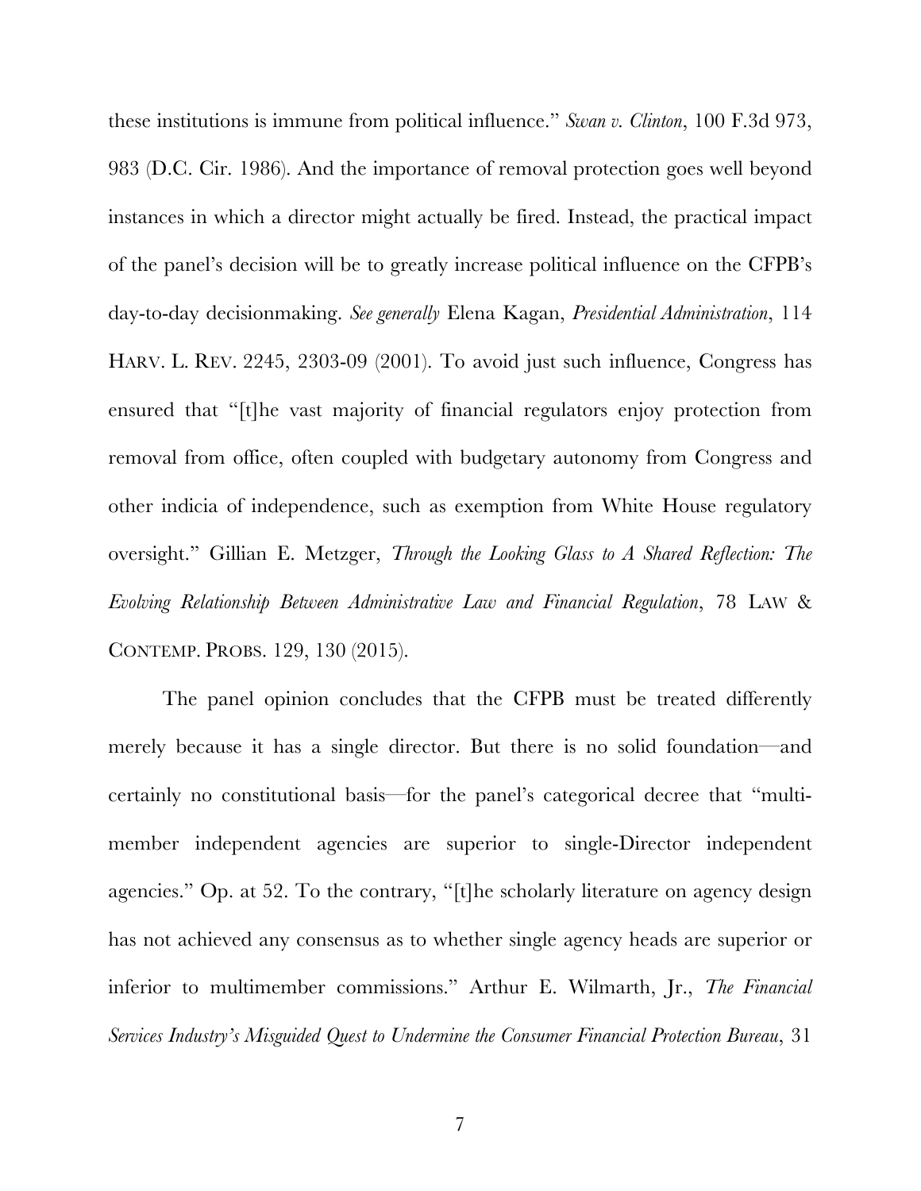these institutions is immune from political influence." *Swan v. Clinton*, 100 F.3d 973, 983 (D.C. Cir. 1986). And the importance of removal protection goes well beyond instances in which a director might actually be fired. Instead, the practical impact of the panel's decision will be to greatly increase political influence on the CFPB's day-to-day decisionmaking. *See generally* Elena Kagan, *Presidential Administration*, 114 HARV. L. REV. 2245, 2303-09 (2001). To avoid just such influence, Congress has ensured that "[t]he vast majority of financial regulators enjoy protection from removal from office, often coupled with budgetary autonomy from Congress and other indicia of independence, such as exemption from White House regulatory oversight." Gillian E. Metzger, *Through the Looking Glass to A Shared Reflection: The Evolving Relationship Between Administrative Law and Financial Regulation*, 78 LAW & CONTEMP. PROBS. 129, 130 (2015).

The panel opinion concludes that the CFPB must be treated differently merely because it has a single director. But there is no solid foundation—and certainly no constitutional basis—for the panel's categorical decree that "multi-member independent agencies are superior to single-Director independent agencies." Op. at 52. To the contrary, "[t]he scholarly literature on agency design has not achieved any consensus as to whether single agency heads are superior or inferior to multimember commissions." Arthur E. Wilmarth, Jr., *The Financial Services Industry's Misguided Quest to Undermine the Consumer Financial Protection Bureau*, 31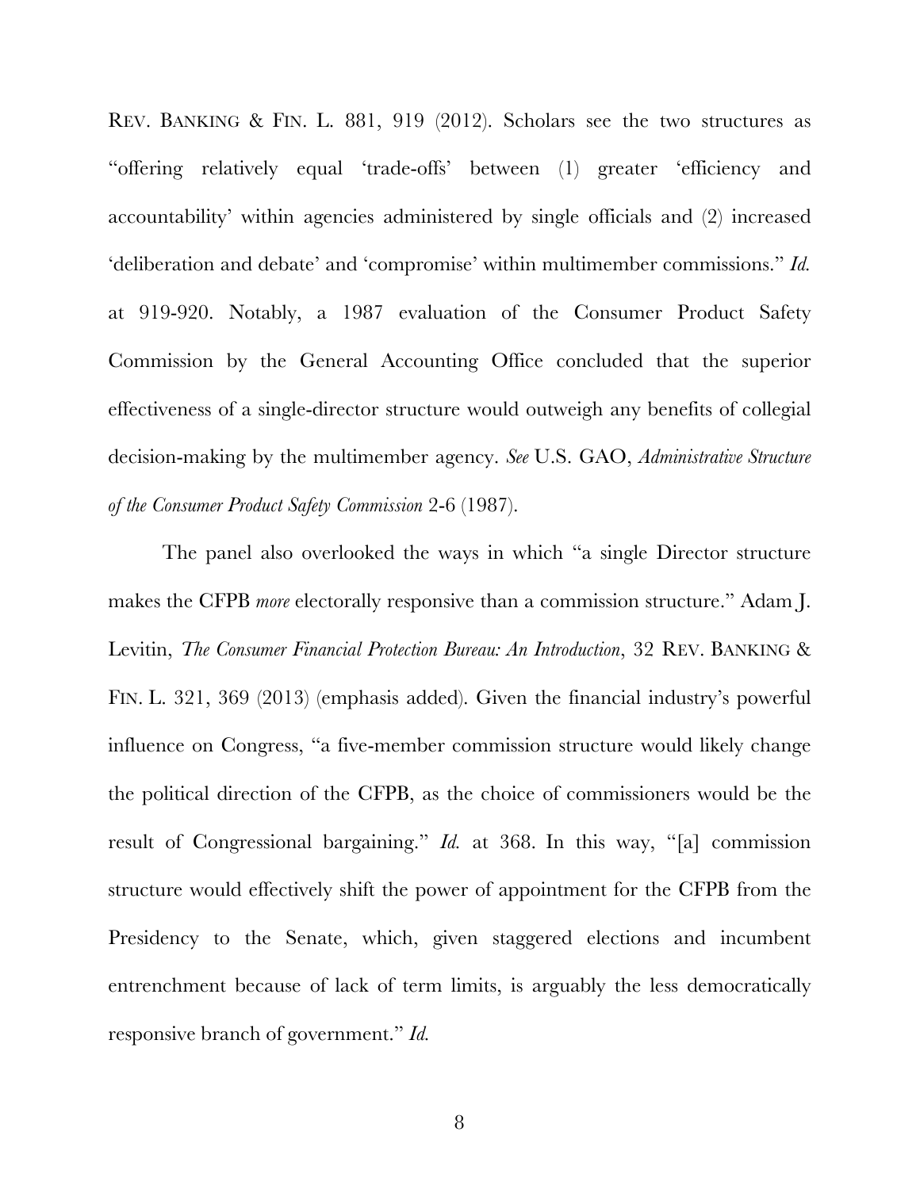REV. BANKING & FIN. L. 881, 919 (2012). Scholars see the two structures as "offering relatively equal 'trade-offs' between (1) greater 'efficiency and accountability' within agencies administered by single officials and (2) increased 'deliberation and debate' and 'compromise' within multimember commissions." *Id.* at 919-920. Notably, a 1987 evaluation of the Consumer Product Safety Commission by the General Accounting Office concluded that the superior effectiveness of a single-director structure would outweigh any benefits of collegial decision-making by the multimember agency. *See* U.S. GAO, *Administrative Structure of the Consumer Product Safety Commission* 2-6 (1987).

The panel also overlooked the ways in which "a single Director structure makes the CFPB *more* electorally responsive than a commission structure." Adam J. Levitin, *The Consumer Financial Protection Bureau: An Introduction*, 32 REV. BANKING & FIN. L. 321, 369 (2013) (emphasis added). Given the financial industry's powerful influence on Congress, "a five-member commission structure would likely change the political direction of the CFPB, as the choice of commissioners would be the result of Congressional bargaining." *Id.* at 368. In this way, "[a] commission structure would effectively shift the power of appointment for the CFPB from the Presidency to the Senate, which, given staggered elections and incumbent entrenchment because of lack of term limits, is arguably the less democratically responsive branch of government." *Id.*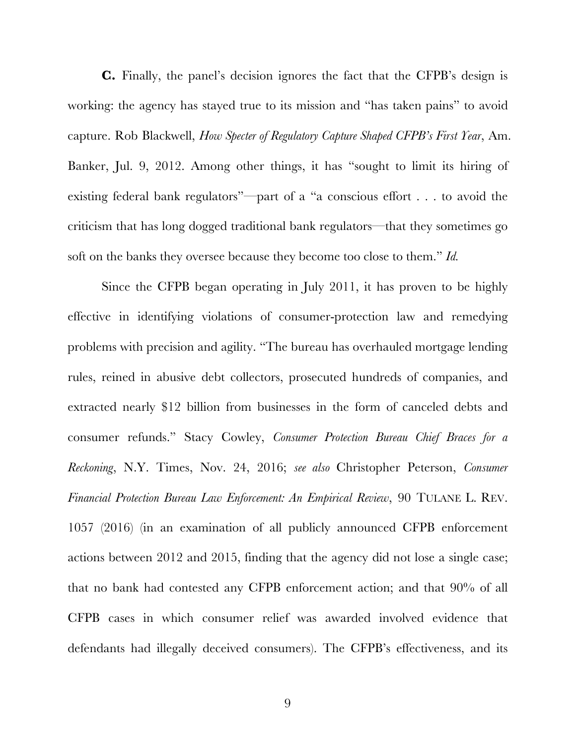**C.** Finally, the panel's decision ignores the fact that the CFPB's design is working: the agency has stayed true to its mission and "has taken pains" to avoid capture. Rob Blackwell, *How Specter of Regulatory Capture Shaped CFPB's First Year*, Am. Banker, Jul. 9, 2012. Among other things, it has "sought to limit its hiring of existing federal bank regulators"—part of a "a conscious effort . . . to avoid the criticism that has long dogged traditional bank regulators—that they sometimes go soft on the banks they oversee because they become too close to them." *Id.*

Since the CFPB began operating in July 2011, it has proven to be highly effective in identifying violations of consumer-protection law and remedying problems with precision and agility. "The bureau has overhauled mortgage lending rules, reined in abusive debt collectors, prosecuted hundreds of companies, and extracted nearly $12 billion from businesses in the form of canceled debts and consumer refunds." Stacy Cowley, *Consumer Protection Bureau Chief Braces for a Reckoning*, N.Y. Times, Nov. 24, 2016; *see also* Christopher Peterson, *Consumer Financial Protection Bureau Law Enforcement: An Empirical Review*, 90 TULANE L. REV. 1057 (2016) (in an examination of all publicly announced CFPB enforcement actions between 2012 and 2015, finding that the agency did not lose a single case; that no bank had contested any CFPB enforcement action; and that 90% of all CFPB cases in which consumer relief was awarded involved evidence that defendants had illegally deceived consumers). The CFPB's effectiveness, and its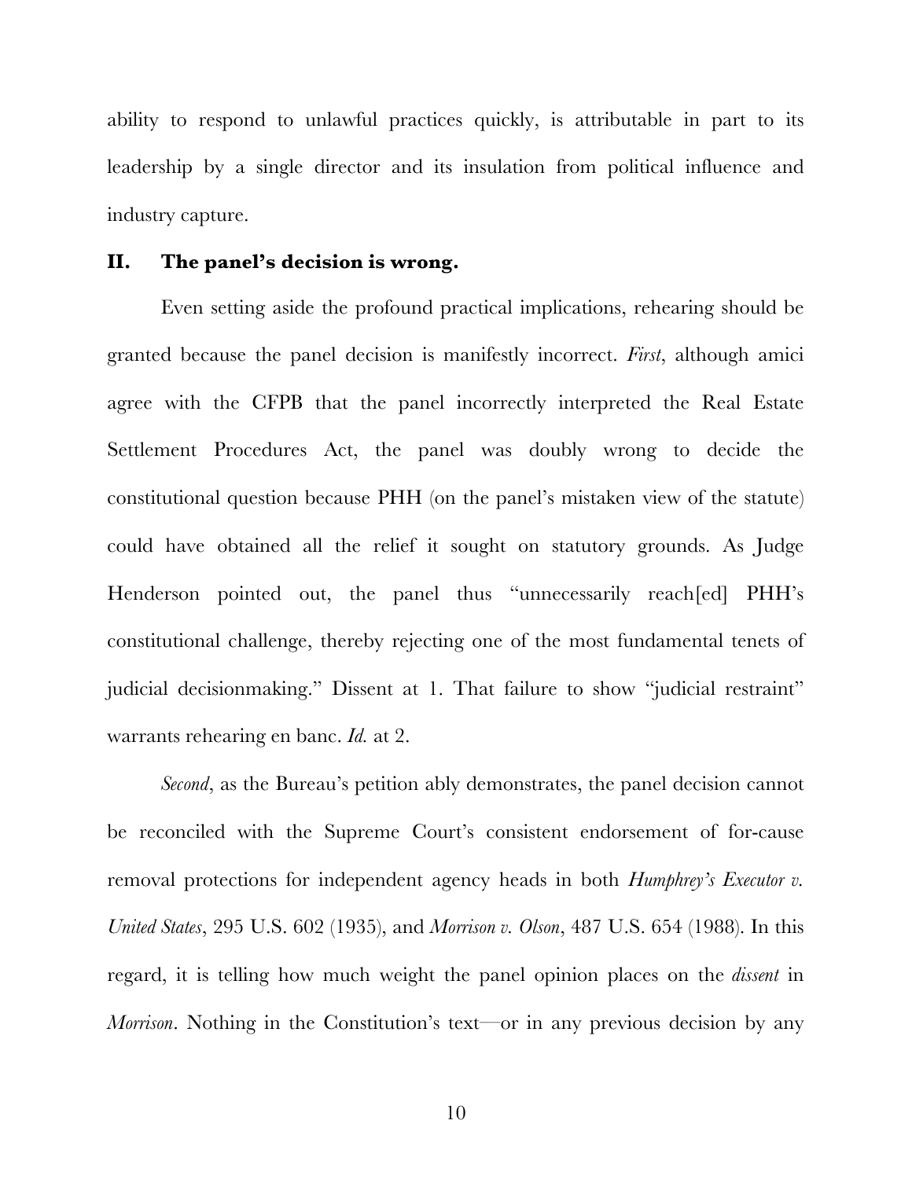ability to respond to unlawful practices quickly, is attributable in part to its leadership by a single director and its insulation from political influence and industry capture.

## II. The panel's decision is wrong.

Even setting aside the profound practical implications, rehearing should be granted because the panel decision is manifestly incorrect. *First*, although amici agree with the CFPB that the panel incorrectly interpreted the Real Estate Settlement Procedures Act, the panel was doubly wrong to decide the constitutional question because PHH (on the panel's mistaken view of the statute) could have obtained all the relief it sought on statutory grounds. As Judge Henderson pointed out, the panel thus "unnecessarily reach[ed] PHH's constitutional challenge, thereby rejecting one of the most fundamental tenets of judicial decisionmaking." Dissent at 1. That failure to show "judicial restraint" warrants rehearing en banc. *Id.* at 2.

*Second*, as the Bureau's petition ably demonstrates, the panel decision cannot be reconciled with the Supreme Court's consistent endorsement of for-cause removal protections for independent agency heads in both *Humphrey's Executor v. United States*, 295 U.S. 602 (1935), and *Morrison v. Olson*, 487 U.S. 654 (1988). In this regard, it is telling how much weight the panel opinion places on the *dissent* in *Morrison*. Nothing in the Constitution's text—or in any previous decision by any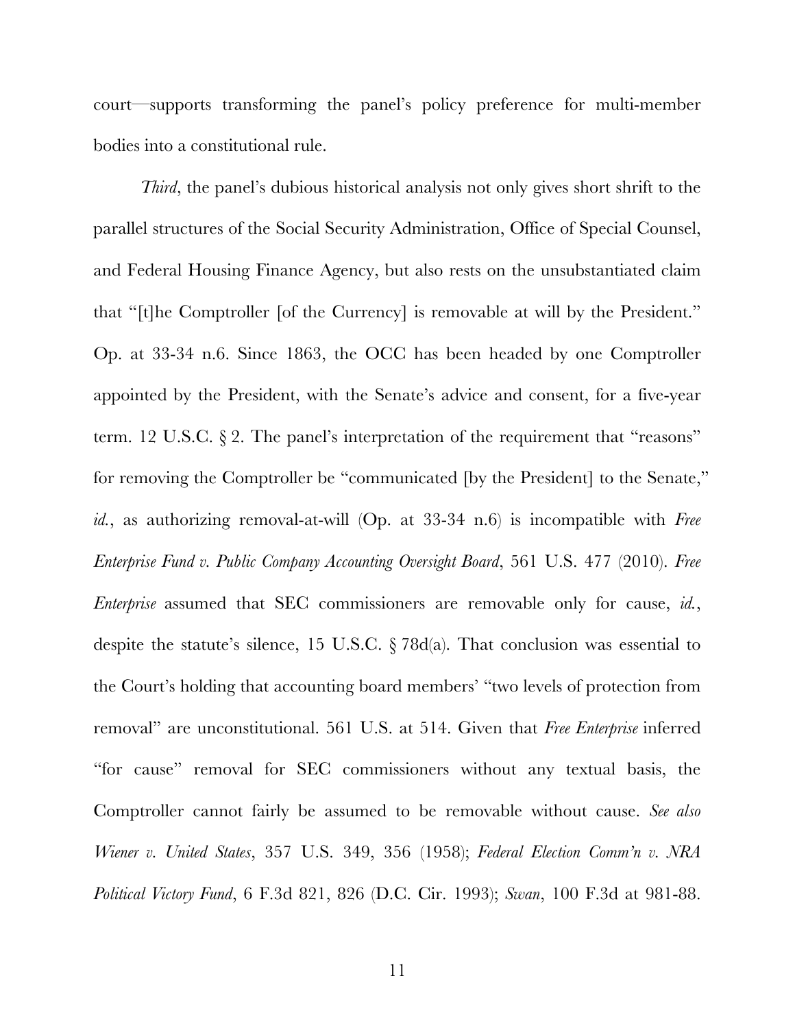court—supports transforming the panel's policy preference for multi-member bodies into a constitutional rule.

*Third*, the panel's dubious historical analysis not only gives short shrift to the parallel structures of the Social Security Administration, Office of Special Counsel, and Federal Housing Finance Agency, but also rests on the unsubstantiated claim that "[t]he Comptroller [of the Currency] is removable at will by the President." Op. at 33-34 n.6. Since 1863, the OCC has been headed by one Comptroller appointed by the President, with the Senate's advice and consent, for a five-year term. 12 U.S.C. § 2. The panel's interpretation of the requirement that "reasons" for removing the Comptroller be "communicated [by the President] to the Senate," *id.*, as authorizing removal-at-will (Op. at 33-34 n.6) is incompatible with *Free Enterprise Fund v. Public Company Accounting Oversight Board*, 561 U.S. 477 (2010). *Free Enterprise* assumed that SEC commissioners are removable only for cause, *id.*, despite the statute's silence, 15 U.S.C. § 78d(a). That conclusion was essential to the Court's holding that accounting board members' "two levels of protection from removal" are unconstitutional. 561 U.S. at 514. Given that *Free Enterprise* inferred "for cause" removal for SEC commissioners without any textual basis, the Comptroller cannot fairly be assumed to be removable without cause. *See also Wiener v. United States*, 357 U.S. 349, 356 (1958); *Federal Election Comm'n v. NRA Political Victory Fund*, 6 F.3d 821, 826 (D.C. Cir. 1993); *Swan*, 100 F.3d at 981-88.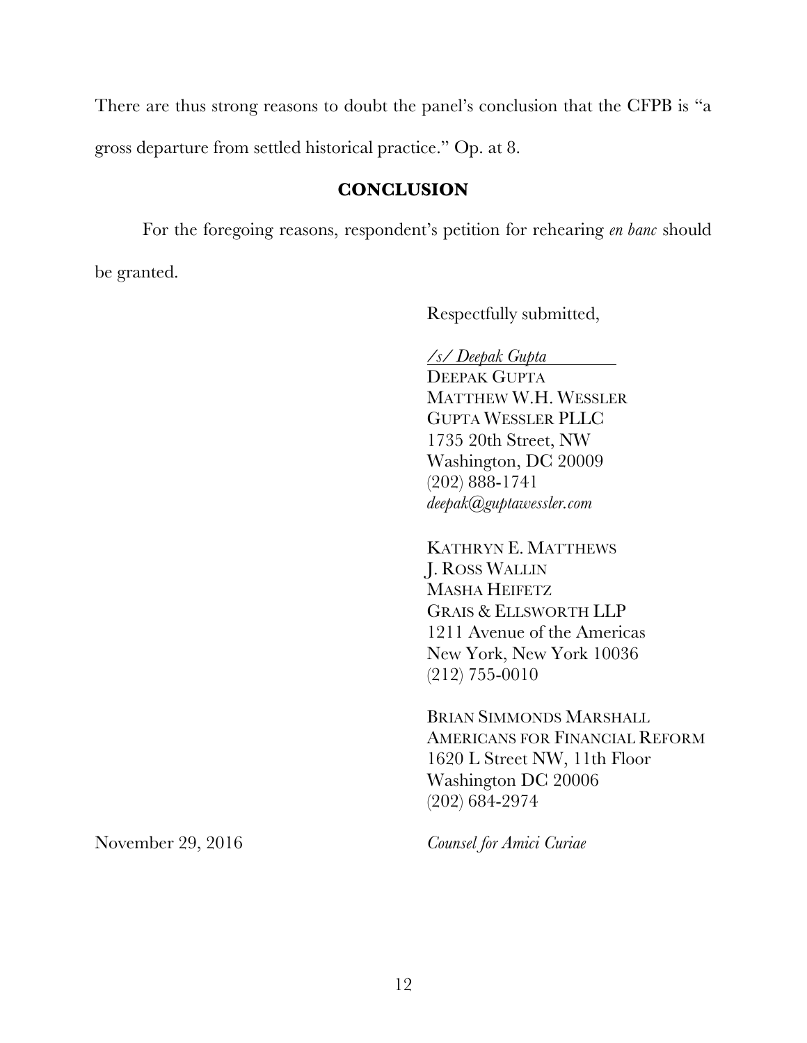There are thus strong reasons to doubt the panel's conclusion that the CFPB is "a gross departure from settled historical practice." Op. at 8.

## CONCLUSION

For the foregoing reasons, respondent's petition for rehearing *en banc* should be granted.

Respectfully submitted,

*/s/ Deepak Gupta*
DEEPAK GUPTA
MATTHEW W.H. WESSLER
GUPTA WESSLER PLLC
1735 20th Street, NW
Washington, DC 20009
(202) 888-1741
*deepak@guptawessler.com*

KATHRYN E. MATTHEWS
J. ROSS WALLIN
MASHA HEIFETZ
GRAIS & ELLSWORTH LLP
1211 Avenue of the Americas
New York, New York 10036
(212) 755-0010

BRIAN SIMMONDS MARSHALL
AMERICANS FOR FINANCIAL REFORM
1620 L Street NW, 11th Floor
Washington DC 20006
(202) 684-2974

November 29, 2016

*Counsel for Amici Curiae*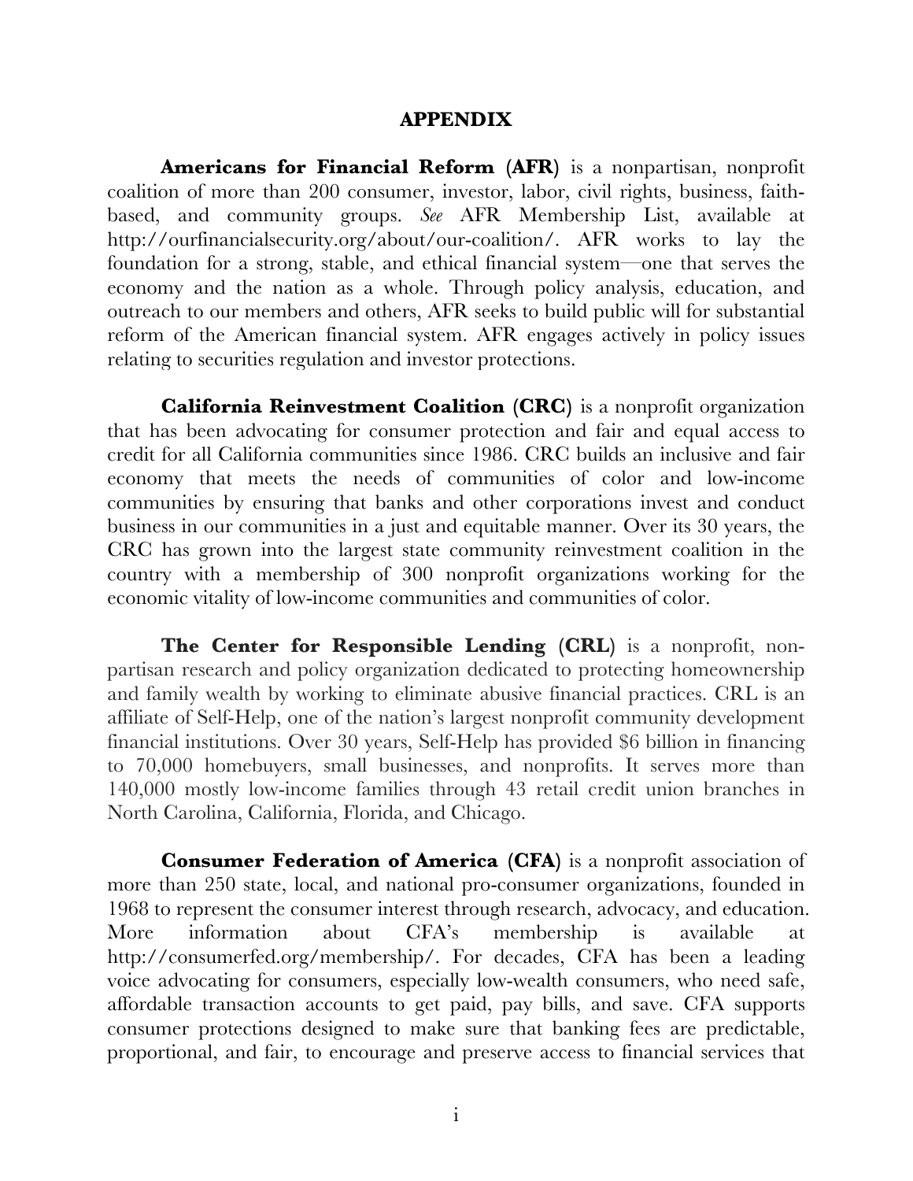## APPENDIX

**Americans for Financial Reform (AFR)** is a nonpartisan, nonprofit coalition of more than 200 consumer, investor, labor, civil rights, business, faith-based, and community groups. *See* AFR Membership List, available at http://ourfinancialsecurity.org/about/our-coalition/. AFR works to lay the foundation for a strong, stable, and ethical financial system—one that serves the economy and the nation as a whole. Through policy analysis, education, and outreach to our members and others, AFR seeks to build public will for substantial reform of the American financial system. AFR engages actively in policy issues relating to securities regulation and investor protections.

**California Reinvestment Coalition (CRC)** is a nonprofit organization that has been advocating for consumer protection and fair and equal access to credit for all California communities since 1986. CRC builds an inclusive and fair economy that meets the needs of communities of color and low-income communities by ensuring that banks and other corporations invest and conduct business in our communities in a just and equitable manner. Over its 30 years, the CRC has grown into the largest state community reinvestment coalition in the country with a membership of 300 nonprofit organizations working for the economic vitality of low-income communities and communities of color.

**The Center for Responsible Lending (CRL)** is a nonprofit, non-partisan research and policy organization dedicated to protecting homeownership and family wealth by working to eliminate abusive financial practices. CRL is an affiliate of Self-Help, one of the nation's largest nonprofit community development financial institutions. Over 30 years, Self-Help has provided $6 billion in financing to 70,000 homebuyers, small businesses, and nonprofits. It serves more than 140,000 mostly low-income families through 43 retail credit union branches in North Carolina, California, Florida, and Chicago.

**Consumer Federation of America (CFA)** is a nonprofit association of more than 250 state, local, and national pro-consumer organizations, founded in 1968 to represent the consumer interest through research, advocacy, and education. More information about CFA's membership is available at http://consumerfed.org/membership/. For decades, CFA has been a leading voice advocating for consumers, especially low-wealth consumers, who need safe, affordable transaction accounts to get paid, pay bills, and save. CFA supports consumer protections designed to make sure that banking fees are predictable, proportional, and fair, to encourage and preserve access to financial services that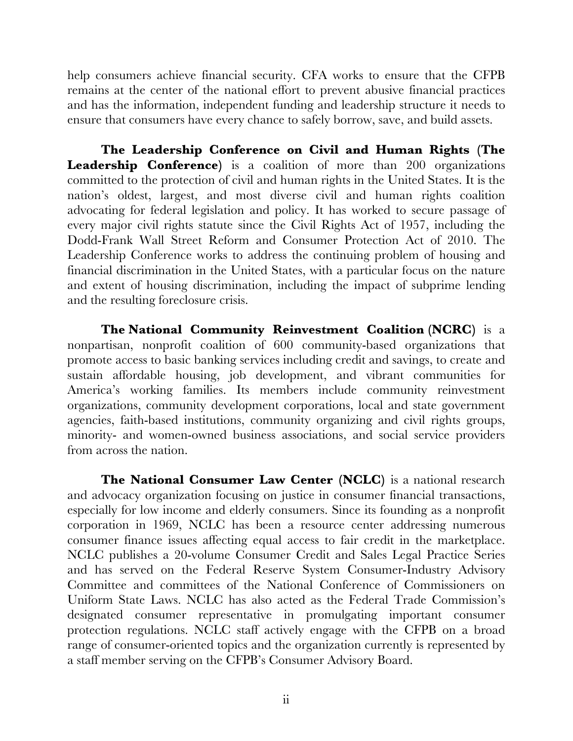help consumers achieve financial security. CFA works to ensure that the CFPB remains at the center of the national effort to prevent abusive financial practices and has the information, independent funding and leadership structure it needs to ensure that consumers have every chance to safely borrow, save, and build assets.

**The Leadership Conference on Civil and Human Rights (The Leadership Conference)** is a coalition of more than 200 organizations committed to the protection of civil and human rights in the United States. It is the nation's oldest, largest, and most diverse civil and human rights coalition advocating for federal legislation and policy. It has worked to secure passage of every major civil rights statute since the Civil Rights Act of 1957, including the Dodd-Frank Wall Street Reform and Consumer Protection Act of 2010. The Leadership Conference works to address the continuing problem of housing and financial discrimination in the United States, with a particular focus on the nature and extent of housing discrimination, including the impact of subprime lending and the resulting foreclosure crisis.

**The National Community Reinvestment Coalition (NCRC)** is a nonpartisan, nonprofit coalition of 600 community-based organizations that promote access to basic banking services including credit and savings, to create and sustain affordable housing, job development, and vibrant communities for America's working families. Its members include community reinvestment organizations, community development corporations, local and state government agencies, faith-based institutions, community organizing and civil rights groups, minority- and women-owned business associations, and social service providers from across the nation.

**The National Consumer Law Center (NCLC)** is a national research and advocacy organization focusing on justice in consumer financial transactions, especially for low income and elderly consumers. Since its founding as a nonprofit corporation in 1969, NCLC has been a resource center addressing numerous consumer finance issues affecting equal access to fair credit in the marketplace. NCLC publishes a 20-volume Consumer Credit and Sales Legal Practice Series and has served on the Federal Reserve System Consumer-Industry Advisory Committee and committees of the National Conference of Commissioners on Uniform State Laws. NCLC has also acted as the Federal Trade Commission's designated consumer representative in promulgating important consumer protection regulations. NCLC staff actively engage with the CFPB on a broad range of consumer-oriented topics and the organization currently is represented by a staff member serving on the CFPB's Consumer Advisory Board.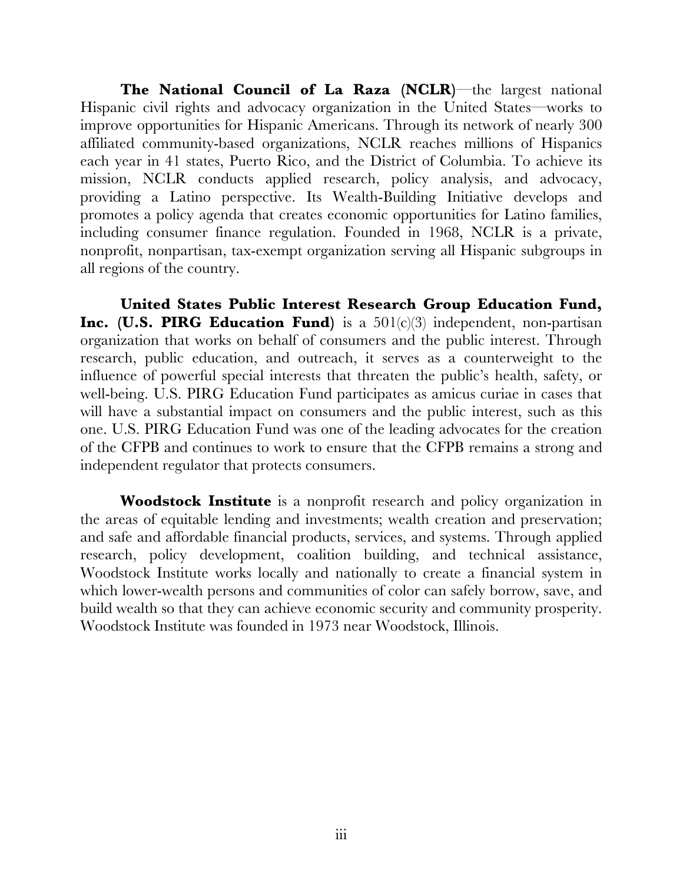**The National Council of La Raza (NCLR)**—the largest national Hispanic civil rights and advocacy organization in the United States—works to improve opportunities for Hispanic Americans. Through its network of nearly 300 affiliated community-based organizations, NCLR reaches millions of Hispanics each year in 41 states, Puerto Rico, and the District of Columbia. To achieve its mission, NCLR conducts applied research, policy analysis, and advocacy, providing a Latino perspective. Its Wealth-Building Initiative develops and promotes a policy agenda that creates economic opportunities for Latino families, including consumer finance regulation. Founded in 1968, NCLR is a private, nonprofit, nonpartisan, tax-exempt organization serving all Hispanic subgroups in all regions of the country.

**United States Public Interest Research Group Education Fund, Inc. (U.S. PIRG Education Fund)** is a 501(c)(3) independent, non-partisan organization that works on behalf of consumers and the public interest. Through research, public education, and outreach, it serves as a counterweight to the influence of powerful special interests that threaten the public's health, safety, or well-being. U.S. PIRG Education Fund participates as amicus curiae in cases that will have a substantial impact on consumers and the public interest, such as this one. U.S. PIRG Education Fund was one of the leading advocates for the creation of the CFPB and continues to work to ensure that the CFPB remains a strong and independent regulator that protects consumers.

**Woodstock Institute** is a nonprofit research and policy organization in the areas of equitable lending and investments; wealth creation and preservation; and safe and affordable financial products, services, and systems. Through applied research, policy development, coalition building, and technical assistance, Woodstock Institute works locally and nationally to create a financial system in which lower-wealth persons and communities of color can safely borrow, save, and build wealth so that they can achieve economic security and community prosperity. Woodstock Institute was founded in 1973 near Woodstock, Illinois.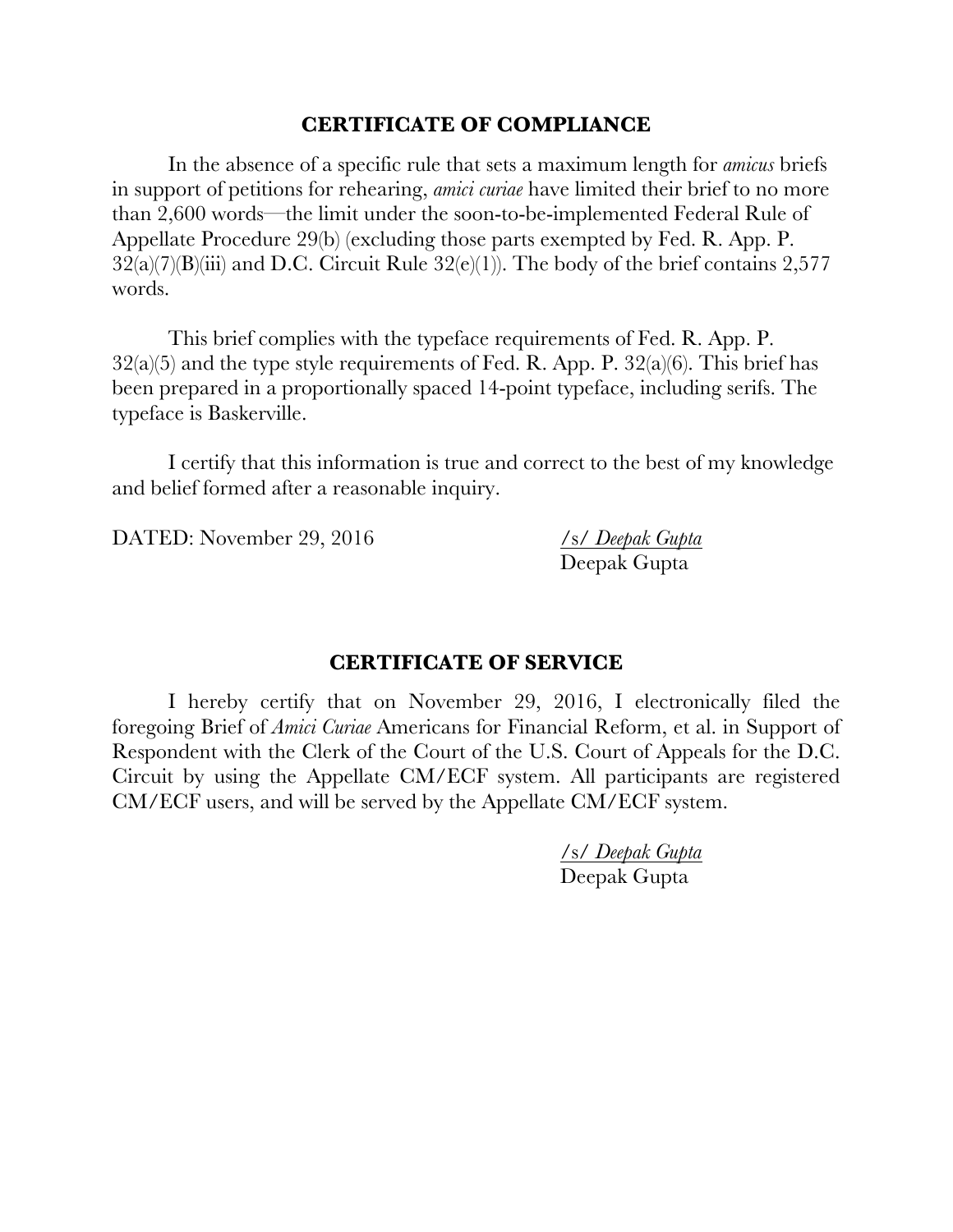## CERTIFICATE OF COMPLIANCE

In the absence of a specific rule that sets a maximum length for *amicus* briefs in support of petitions for rehearing, *amici curiae* have limited their brief to no more than 2,600 words—the limit under the soon-to-be-implemented Federal Rule of Appellate Procedure 29(b) (excluding those parts exempted by Fed. R. App. P. 32(a)(7)(B)(iii) and D.C. Circuit Rule 32(e)(1)). The body of the brief contains 2,577 words.

This brief complies with the typeface requirements of Fed. R. App. P. 32(a)(5) and the type style requirements of Fed. R. App. P. 32(a)(6). This brief has been prepared in a proportionally spaced 14-point typeface, including serifs. The typeface is Baskerville.

I certify that this information is true and correct to the best of my knowledge and belief formed after a reasonable inquiry.

DATED: November 29, 2016

/s/ *Deepak Gupta*
Deepak Gupta

## CERTIFICATE OF SERVICE

I hereby certify that on November 29, 2016, I electronically filed the foregoing Brief of *Amici Curiae* Americans for Financial Reform, et al. in Support of Respondent with the Clerk of the Court of the U.S. Court of Appeals for the D.C. Circuit by using the Appellate CM/ECF system. All participants are registered CM/ECF users, and will be served by the Appellate CM/ECF system.

/s/ *Deepak Gupta*
Deepak Gupta